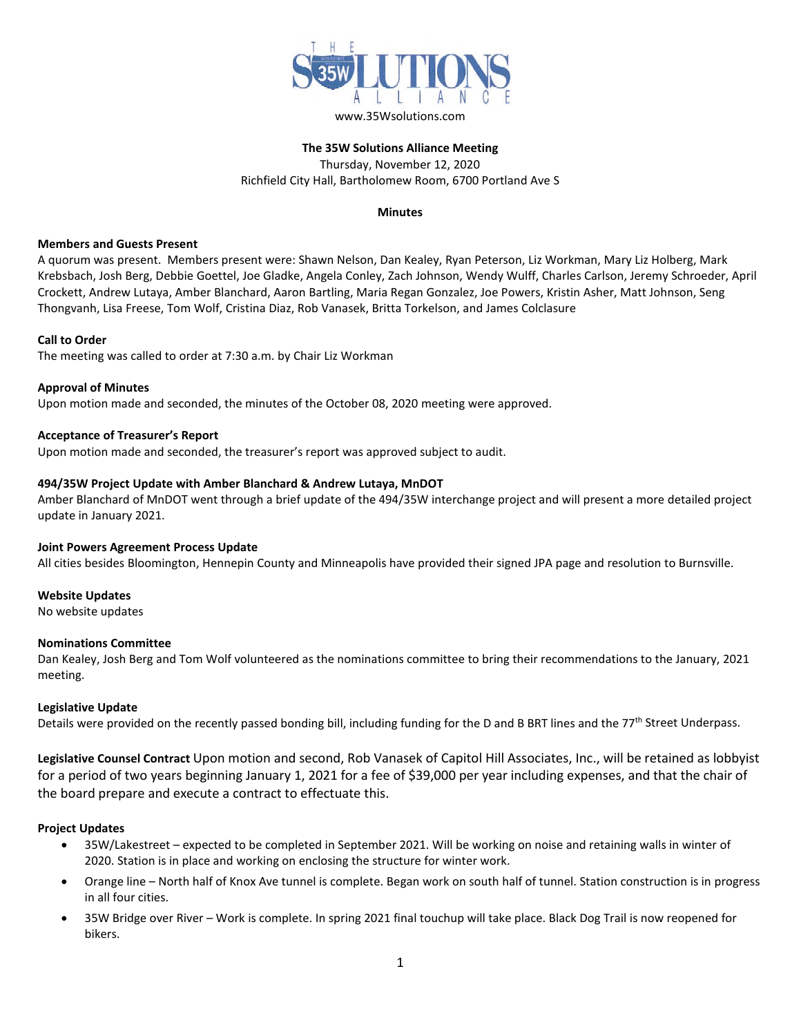www.35Wsolutions.com

**The 35W Solutions Alliance Meeting**

Thursday, November 12, 2020

Richfield City Hall, Bartholomew Room, 6700 Portland Ave S

**Minutes**

**Members and Guests Present**

A quorum was present. Members present were: Shawn Nelson, Dan Kealey, Ryan Peterson, Liz Workman, Mary Liz Holberg, Mark Krebsbach, Josh Berg, Debbie Goettel, Joe Gladke, Angela Conley, Zach Johnson, Wendy Wulff, Charles Carlson, Jeremy Schroeder, April Crockett, Andrew Lutaya, Amber Blanchard, Aaron Bartling, Maria Regan Gonzalez, Joe Powers, Kristin Asher, Matt Johnson, Seng Thongvanh, Lisa Freese, Tom Wolf, Cristina Diaz, Rob Vanasek, Britta Torkelson, and James Colclasure

**Call to Order**

The meeting was called to order at 7:30 a.m. by Chair Liz Workman

**Approval of Minutes**

Upon motion made and seconded, the minutes of the October 08, 2020 meeting were approved.

**Acceptance of Treasurer's Report**

Upon motion made and seconded, the treasurer's report was approved subject to audit.

**494/35W Project Update with Amber Blanchard & Andrew Lutaya, MnDOT**

Amber Blanchard of MnDOT went through a brief update of the 494/35W interchange project and will present a more detailed project update in January 2021.

**Joint Powers Agreement Process Update**

All cities besides Bloomington, Hennepin County and Minneapolis have provided their signed JPA page and resolution to Burnsville.

**Website Updates**

No website updates

**Nominations Committee**

Dan Kealey, Josh Berg and Tom Wolf volunteered as the nominations committee to bring their recommendations to the January, 2021 meeting.

**Legislative Update**

Details were provided on the recently passed bonding bill, including funding for the D and B BRT lines and the 77th Street Underpass.

**Legislative Counsel Contract** Upon motion and second, Rob Vanasek of Capitol Hill Associates, Inc., will be retained as lobbyist for a period of two years beginning January 1, 2021 for a fee of $39,000 per year including expenses, and that the chair of the board prepare and execute a contract to effectuate this.

**Project Updates**

- 35W/Lakestreet – expected to be completed in September 2021. Will be working on noise and retaining walls in winter of 2020. Station is in place and working on enclosing the structure for winter work.
- Orange line – North half of Knox Ave tunnel is complete. Began work on south half of tunnel. Station construction is in progress in all four cities.
- 35W Bridge over River – Work is complete. In spring 2021 final touchup will take place. Black Dog Trail is now reopened for bikers.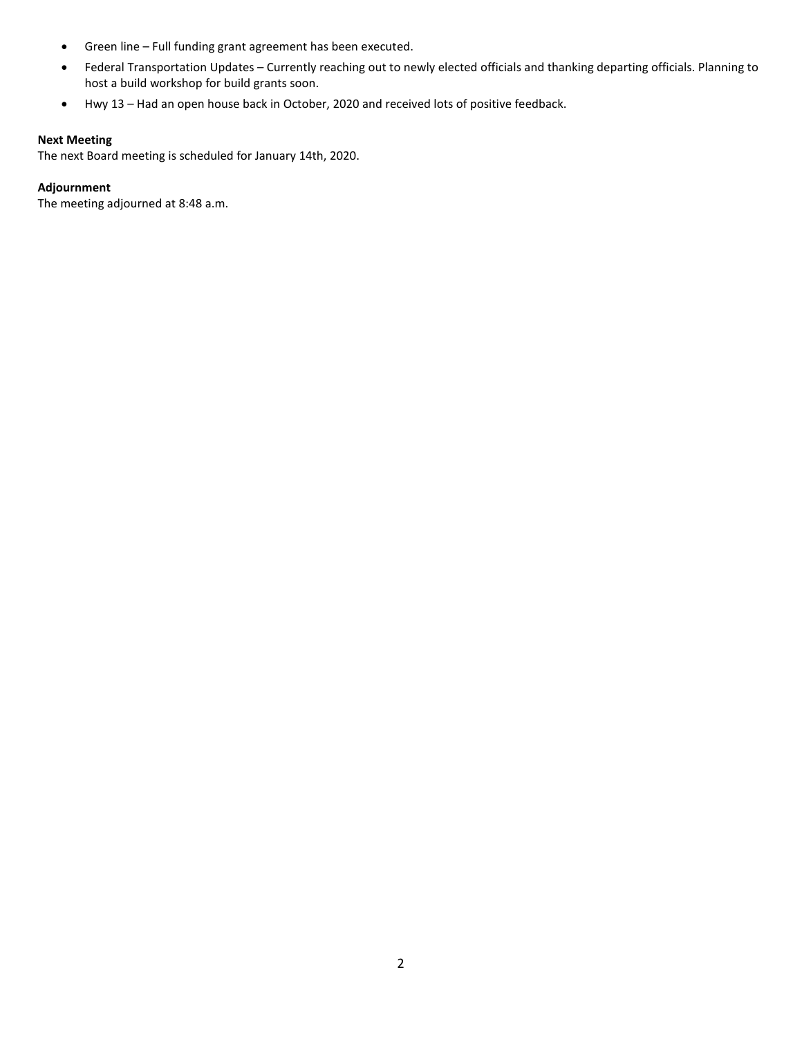- Green line – Full funding grant agreement has been executed.
- Federal Transportation Updates – Currently reaching out to newly elected officials and thanking departing officials. Planning to host a build workshop for build grants soon.
- Hwy 13 – Had an open house back in October, 2020 and received lots of positive feedback.

**Next Meeting**

The next Board meeting is scheduled for January 14th, 2020.

**Adjournment**

The meeting adjourned at 8:48 a.m.